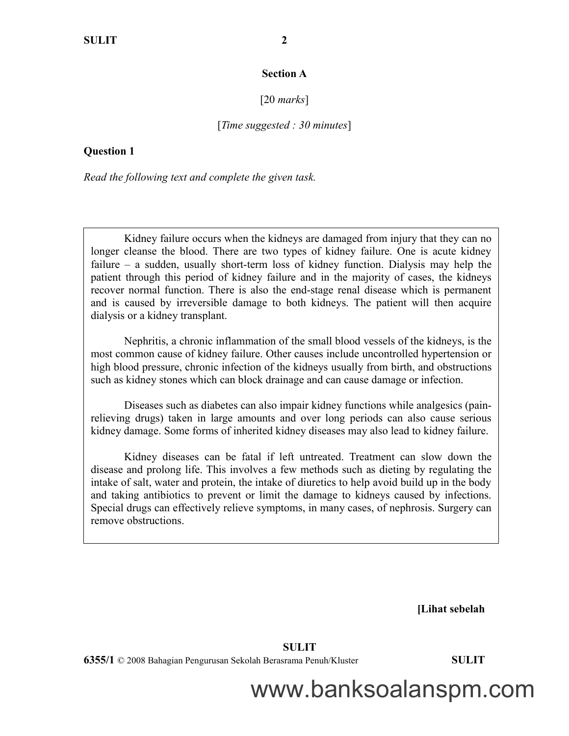## Section A

[20 *marks*]

[*Time suggested : 30 minutes*]

**Question 1**

*Read the following text and complete the given task.*

Kidney failure occurs when the kidneys are damaged from injury that they can no longer cleanse the blood. There are two types of kidney failure. One is acute kidney failure – a sudden, usually short-term loss of kidney function. Dialysis may help the patient through this period of kidney failure and in the majority of cases, the kidneys recover normal function. There is also the end-stage renal disease which is permanent and is caused by irreversible damage to both kidneys. The patient will then acquire dialysis or a kidney transplant.

Nephritis, a chronic inflammation of the small blood vessels of the kidneys, is the most common cause of kidney failure. Other causes include uncontrolled hypertension or high blood pressure, chronic infection of the kidneys usually from birth, and obstructions such as kidney stones which can block drainage and can cause damage or infection.

Diseases such as diabetes can also impair kidney functions while analgesics (pain-relieving drugs) taken in large amounts and over long periods can also cause serious kidney damage. Some forms of inherited kidney diseases may also lead to kidney failure.

Kidney diseases can be fatal if left untreated. Treatment can slow down the disease and prolong life. This involves a few methods such as dieting by regulating the intake of salt, water and protein, the intake of diuretics to help avoid build up in the body and taking antibiotics to prevent or limit the damage to kidneys caused by infections. Special drugs can effectively relieve symptoms, in many cases, of nephrosis. Surgery can remove obstructions.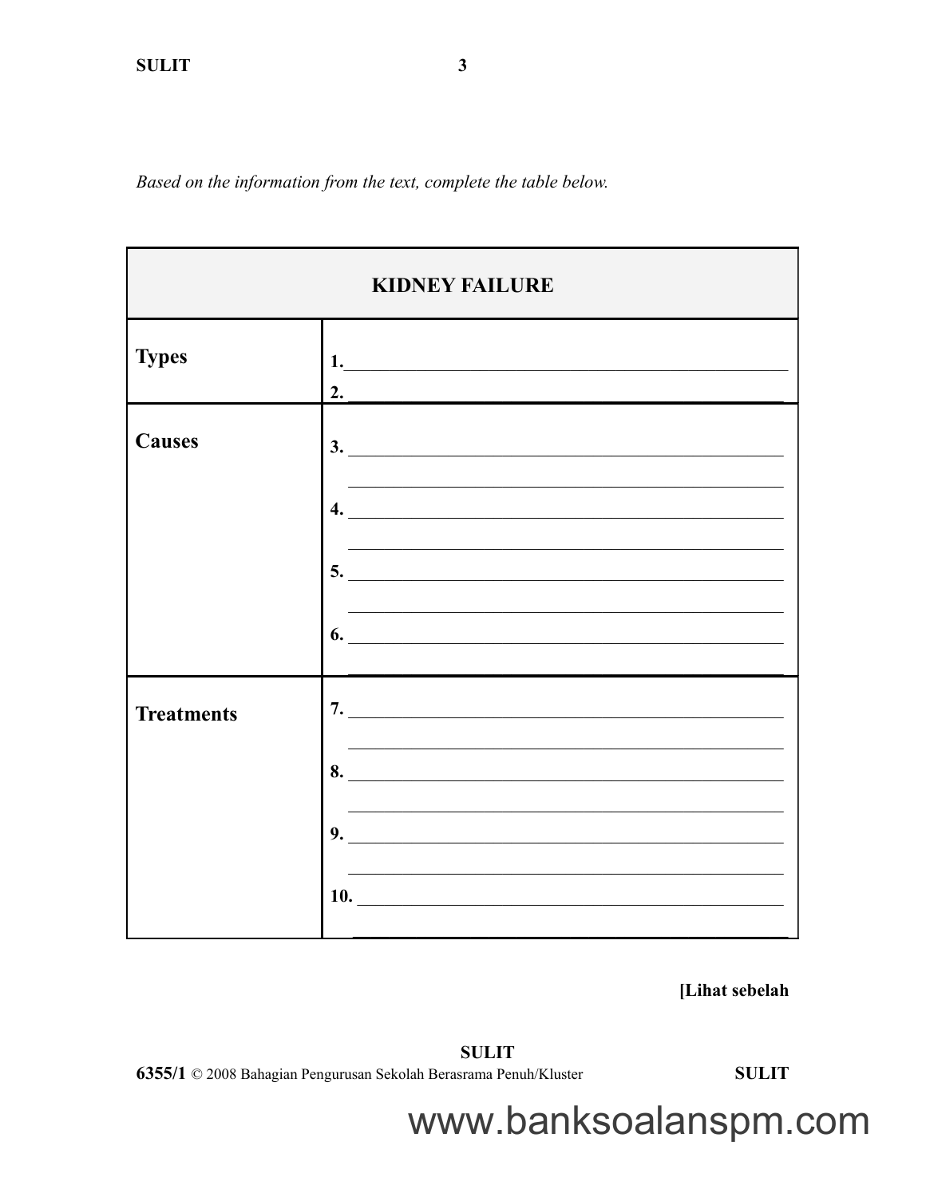*Based on the information from the text, complete the table below.*

| KIDNEY FAILURE | |
|---|---|
| **Types** | **1.** ________________________ <br> **2.** ________________________ |
| **Causes** | **3.** ________________________ <br> ________________________ <br> **4.** ________________________ <br> ________________________ <br> **5.** ________________________ <br> ________________________ <br> **6.** ________________________ <br> ________________________ |
| **Treatments** | **7.** ________________________ <br> ________________________ <br> **8.** ________________________ <br> ________________________ <br> **9.** ________________________ <br> ________________________ <br> **10.** ________________________ <br> ________________________ |

**[Lihat sebelah**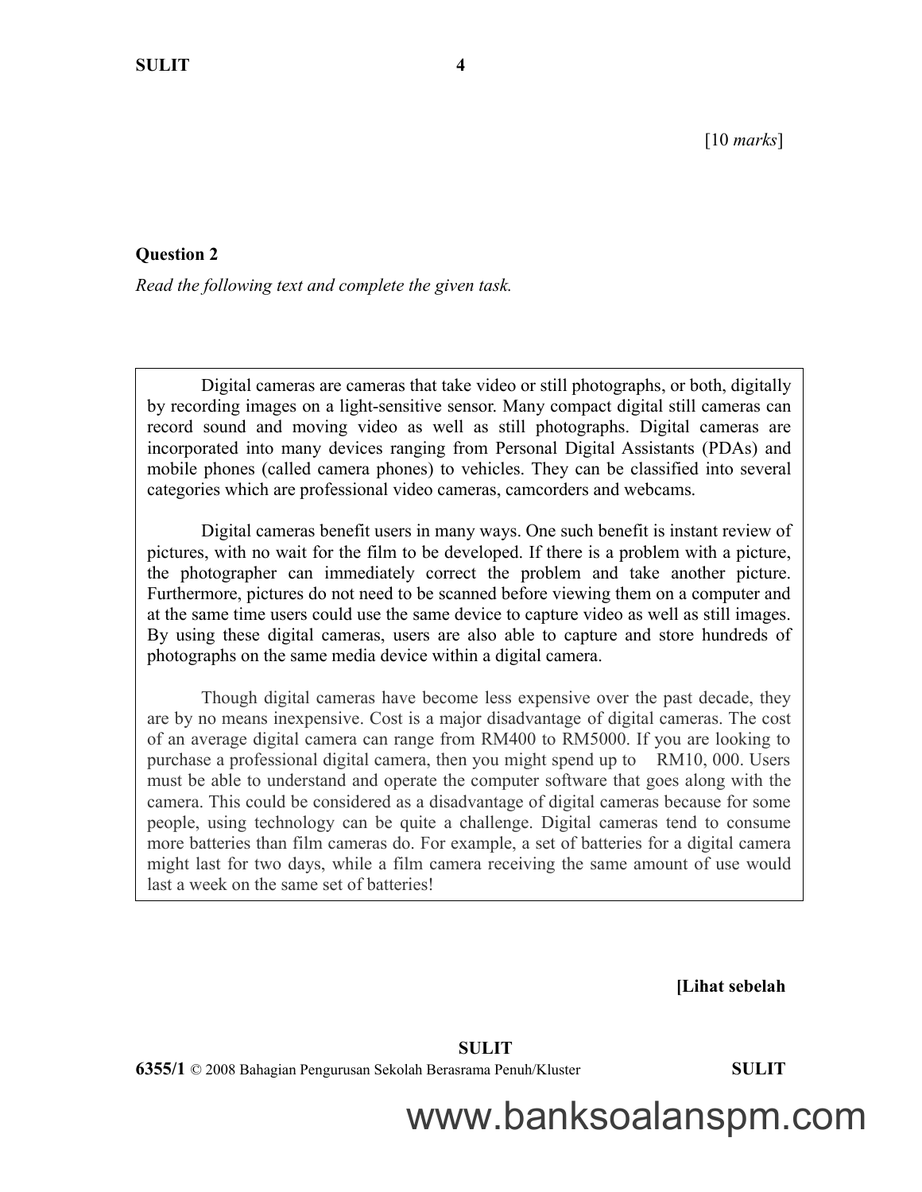[10 *marks*]

**Question 2**

*Read the following text and complete the given task.*

Digital cameras are cameras that take video or still photographs, or both, digitally by recording images on a light-sensitive sensor. Many compact digital still cameras can record sound and moving video as well as still photographs. Digital cameras are incorporated into many devices ranging from Personal Digital Assistants (PDAs) and mobile phones (called camera phones) to vehicles. They can be classified into several categories which are professional video cameras, camcorders and webcams.

Digital cameras benefit users in many ways. One such benefit is instant review of pictures, with no wait for the film to be developed. If there is a problem with a picture, the photographer can immediately correct the problem and take another picture. Furthermore, pictures do not need to be scanned before viewing them on a computer and at the same time users could use the same device to capture video as well as still images. By using these digital cameras, users are also able to capture and store hundreds of photographs on the same media device within a digital camera.

Though digital cameras have become less expensive over the past decade, they are by no means inexpensive. Cost is a major disadvantage of digital cameras. The cost of an average digital camera can range from RM400 to RM5000. If you are looking to purchase a professional digital camera, then you might spend up to RM10, 000. Users must be able to understand and operate the computer software that goes along with the camera. This could be considered as a disadvantage of digital cameras because for some people, using technology can be quite a challenge. Digital cameras tend to consume more batteries than film cameras do. For example, a set of batteries for a digital camera might last for two days, while a film camera receiving the same amount of use would last a week on the same set of batteries!

**[Lihat sebelah**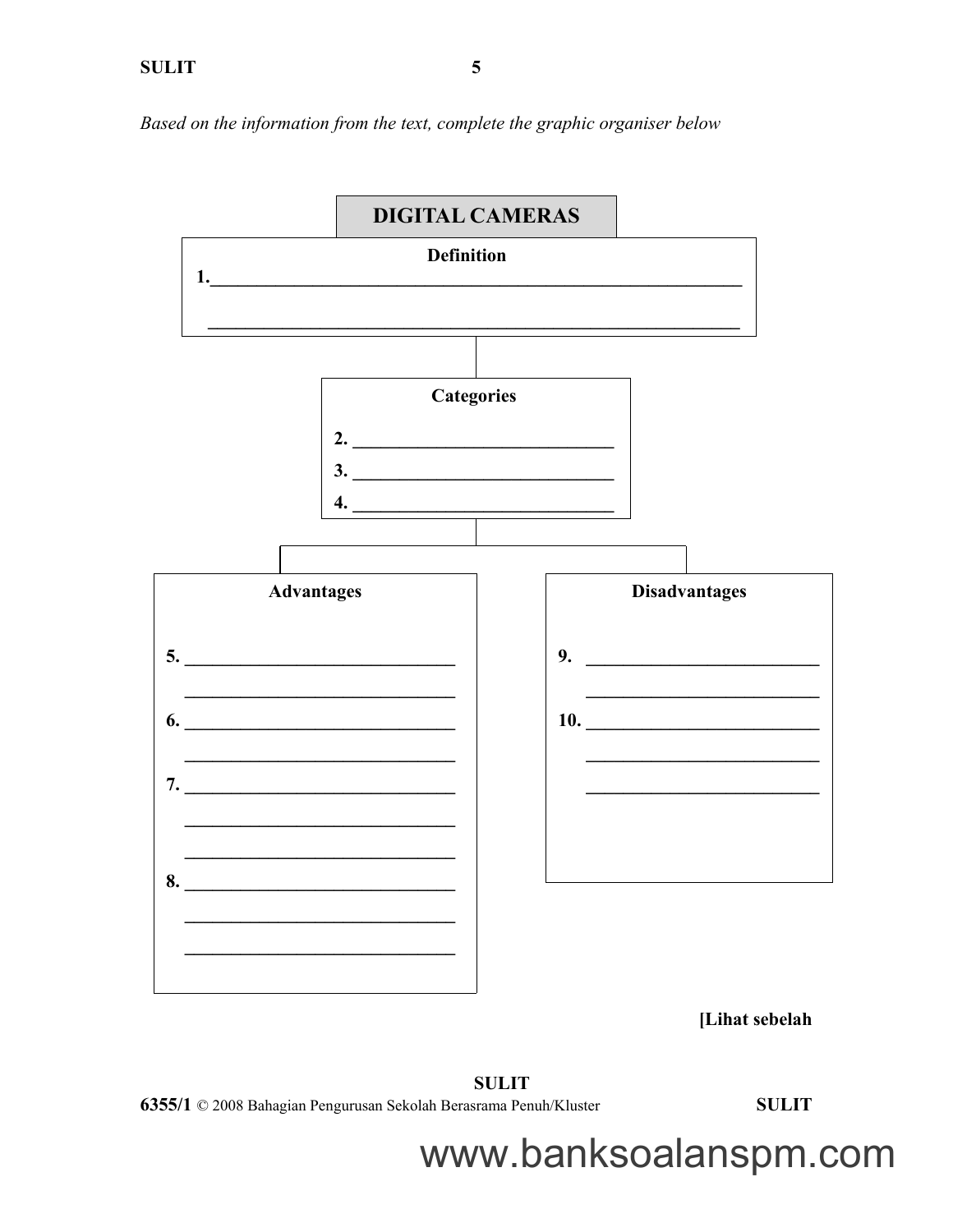*Based on the information from the text, complete the graphic organiser below*

## DIGITAL CAMERAS

**Definition**

1. ____________________________________________________________

____________________________________________________________

**Categories**

2. ______________________________

3. ______________________________

4. ______________________________

**Advantages**

5. ______________________________

______________________________

6. ______________________________

______________________________

7. ______________________________

______________________________

______________________________

8. ______________________________

______________________________

______________________________

**Disadvantages**

9. ______________________________

______________________________

10. ______________________________

______________________________

______________________________

[Lihat sebelah

6355/1 © 2008 Bahagian Pengurusan Sekolah Berasrama Penuh/Kluster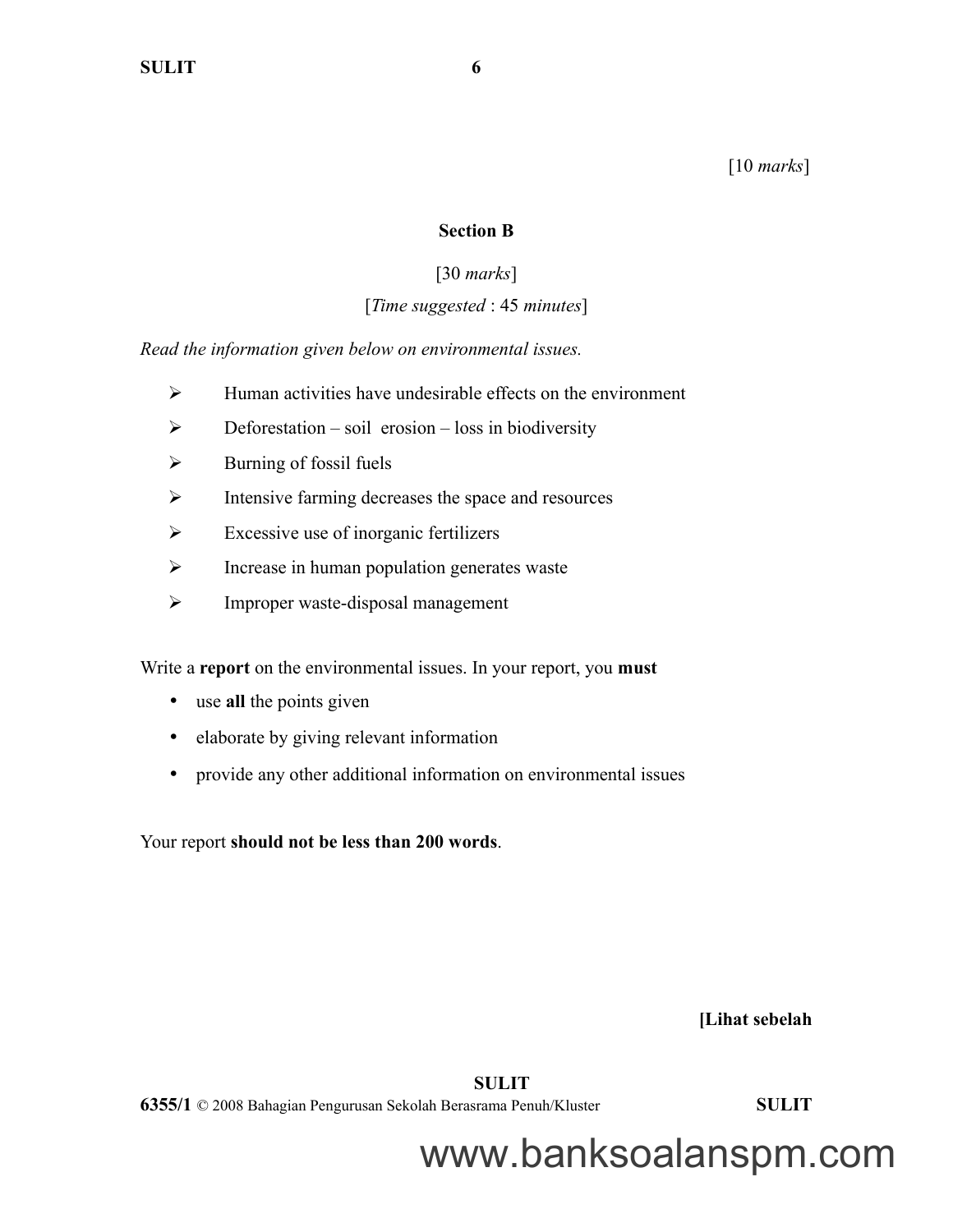[10 *marks*]

## Section B

[30 *marks*]

[*Time suggested* : 45 *minutes*]

*Read the information given below on environmental issues.*

- Human activities have undesirable effects on the environment
- Deforestation – soil erosion – loss in biodiversity
- Burning of fossil fuels
- Intensive farming decreases the space and resources
- Excessive use of inorganic fertilizers
- Increase in human population generates waste
- Improper waste-disposal management

Write a **report** on the environmental issues. In your report, you **must**

- use **all** the points given
- elaborate by giving relevant information
- provide any other additional information on environmental issues

Your report **should not be less than 200 words**.

**[Lihat sebelah**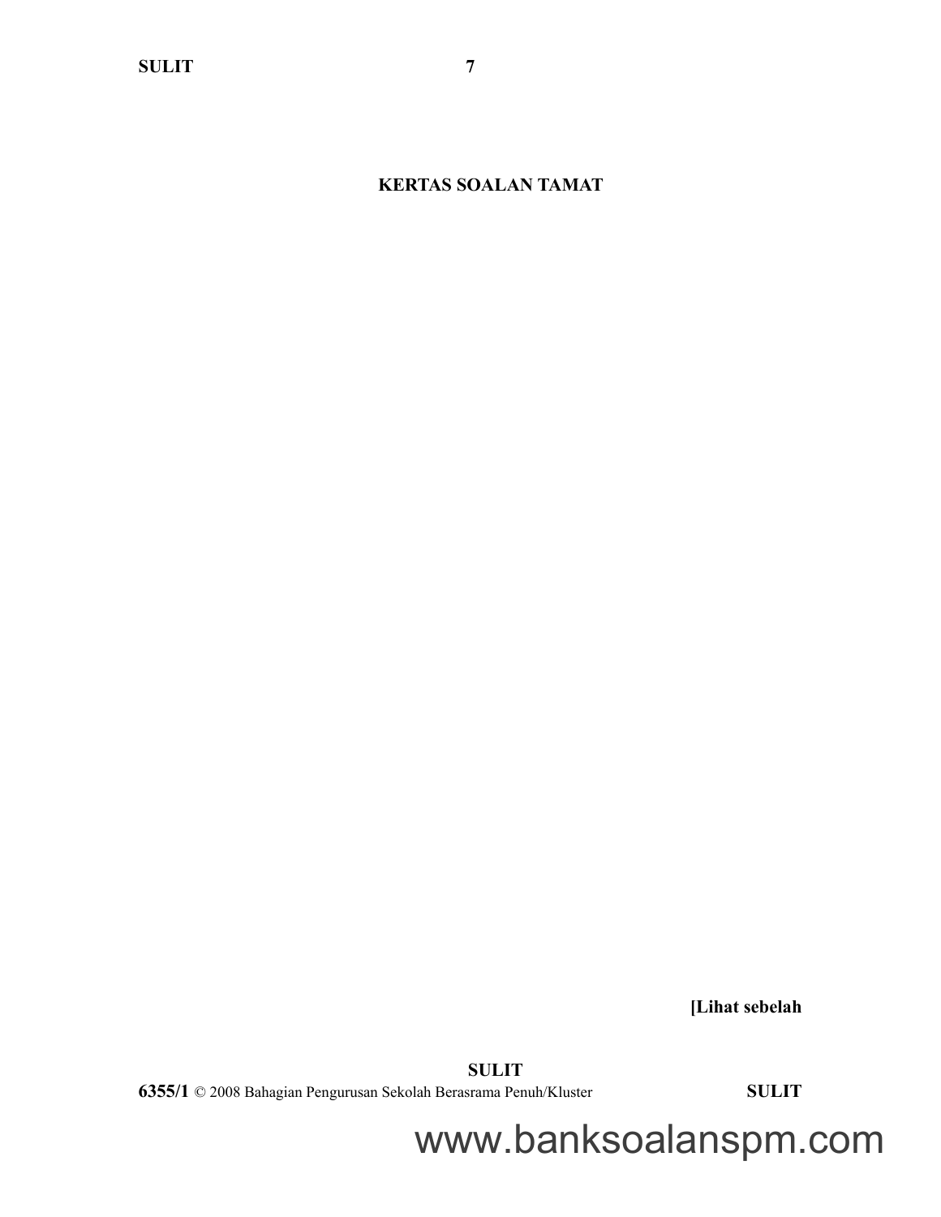**KERTAS SOALAN TAMAT**

**[Lihat sebelah**